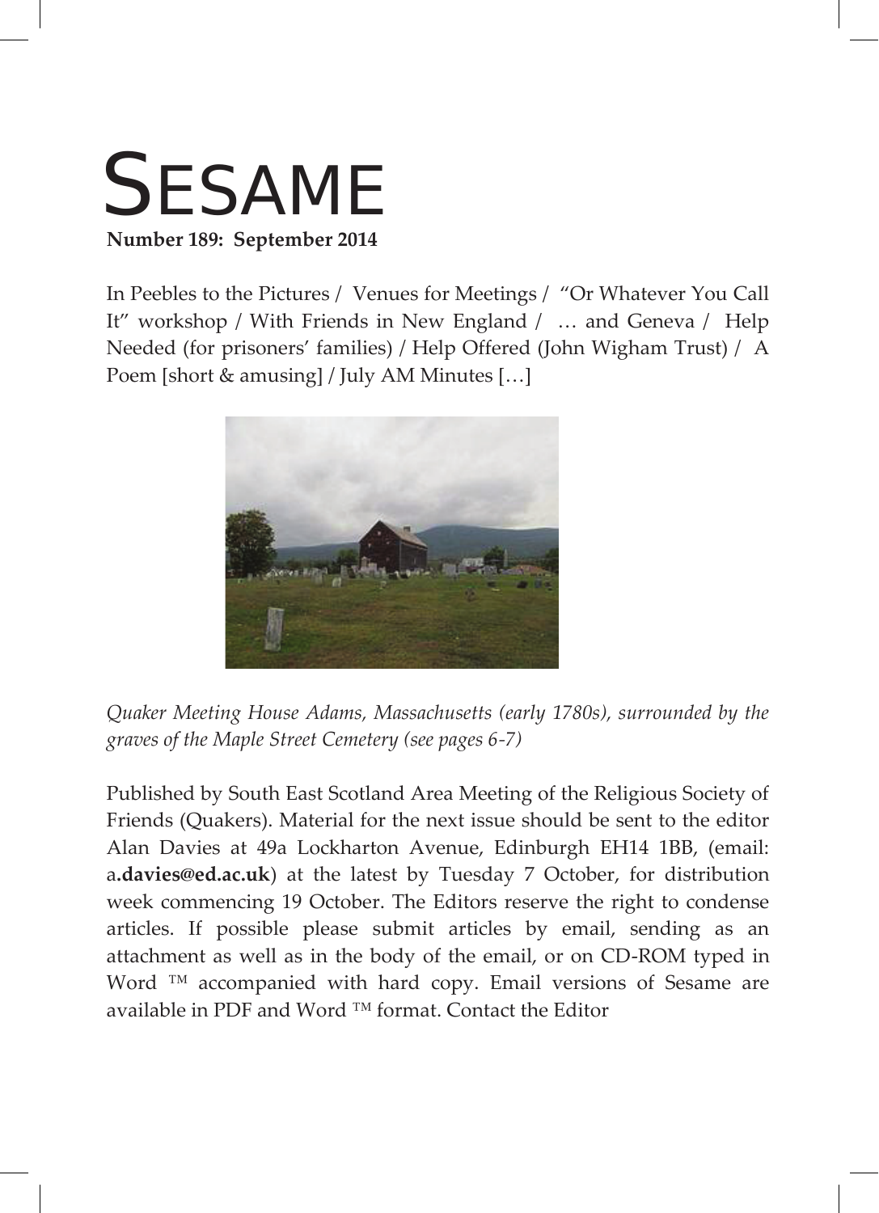# SESAME

**Number 189: September 2014**

In Peebles to the Pictures / Venues for Meetings / "Or Whatever You Call It" workshop / With Friends in New England / … and Geneva / Help Needed (for prisoners' families) / Help Offered (John Wigham Trust) / A Poem [short & amusing] / July AM Minutes […]

*Quaker Meeting House Adams, Massachusetts (early 1780s), surrounded by the graves of the Maple Street Cemetery (see pages 6-7)*

Published by South East Scotland Area Meeting of the Religious Society of Friends (Quakers). Material for the next issue should be sent to the editor Alan Davies at 49a Lockharton Avenue, Edinburgh EH14 1BB, (email: a**.davies@ed.ac.uk**) at the latest by Tuesday 7 October, for distribution week commencing 19 October. The Editors reserve the right to condense articles. If possible please submit articles by email, sending as an attachment as well as in the body of the email, or on CD-ROM typed in Word ™ accompanied with hard copy. Email versions of Sesame are available in PDF and Word ™ format. Contact the Editor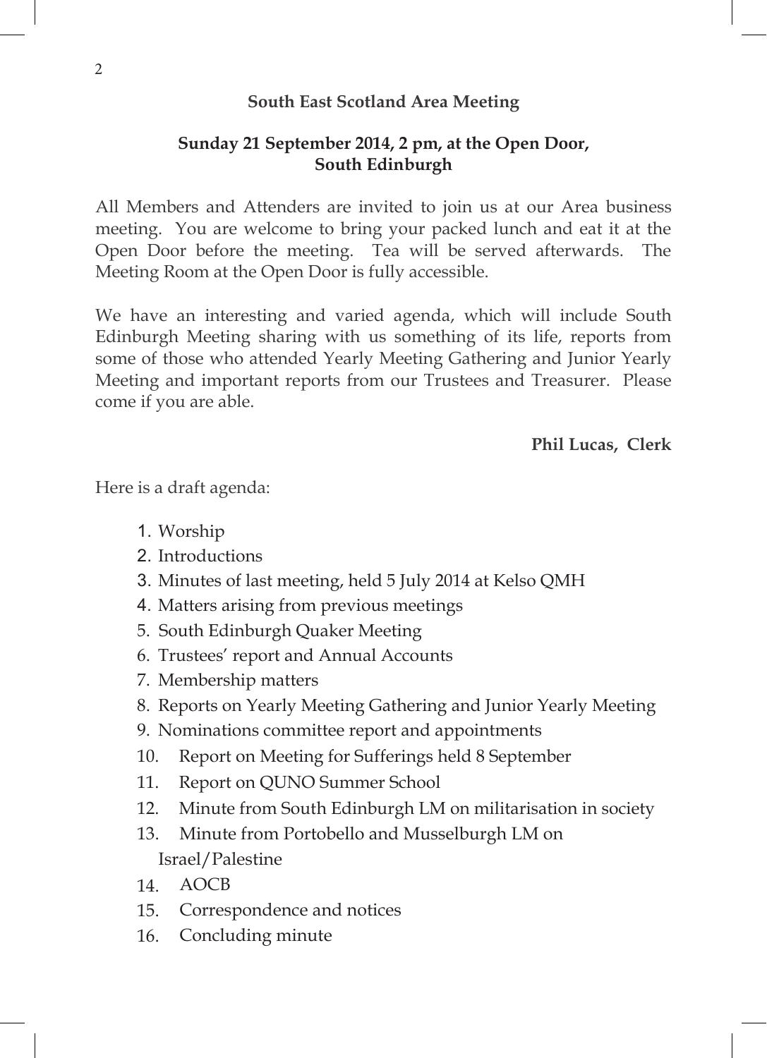**South East Scotland Area Meeting**

**Sunday 21 September 2014, 2 pm, at the Open Door, South Edinburgh**

All Members and Attenders are invited to join us at our Area business meeting. You are welcome to bring your packed lunch and eat it at the Open Door before the meeting. Tea will be served afterwards. The Meeting Room at the Open Door is fully accessible.

We have an interesting and varied agenda, which will include South Edinburgh Meeting sharing with us something of its life, reports from some of those who attended Yearly Meeting Gathering and Junior Yearly Meeting and important reports from our Trustees and Treasurer. Please come if you are able.

**Phil Lucas, Clerk**

Here is a draft agenda:

1. Worship
2. Introductions
3. Minutes of last meeting, held 5 July 2014 at Kelso QMH
4. Matters arising from previous meetings
5. South Edinburgh Quaker Meeting
6. Trustees' report and Annual Accounts
7. Membership matters
8. Reports on Yearly Meeting Gathering and Junior Yearly Meeting
9. Nominations committee report and appointments
10. Report on Meeting for Sufferings held 8 September
11. Report on QUNO Summer School
12. Minute from South Edinburgh LM on militarisation in society
13. Minute from Portobello and Musselburgh LM on Israel/Palestine
14. AOCB
15. Correspondence and notices
16. Concluding minute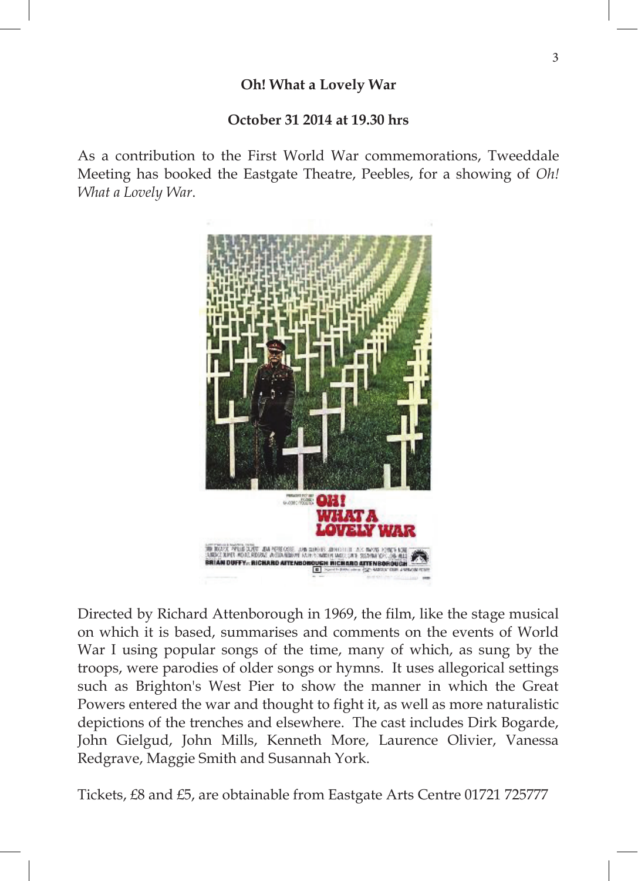**Oh! What a Lovely War**

**October 31 2014 at 19.30 hrs**

As a contribution to the First World War commemorations, Tweeddale Meeting has booked the Eastgate Theatre, Peebles, for a showing of *Oh! What a Lovely War*.

Directed by Richard Attenborough in 1969, the film, like the stage musical on which it is based, summarises and comments on the events of World War I using popular songs of the time, many of which, as sung by the troops, were parodies of older songs or hymns. It uses allegorical settings such as Brighton's West Pier to show the manner in which the Great Powers entered the war and thought to fight it, as well as more naturalistic depictions of the trenches and elsewhere. The cast includes Dirk Bogarde, John Gielgud, John Mills, Kenneth More, Laurence Olivier, Vanessa Redgrave, Maggie Smith and Susannah York.

Tickets, £8 and £5, are obtainable from Eastgate Arts Centre 01721 725777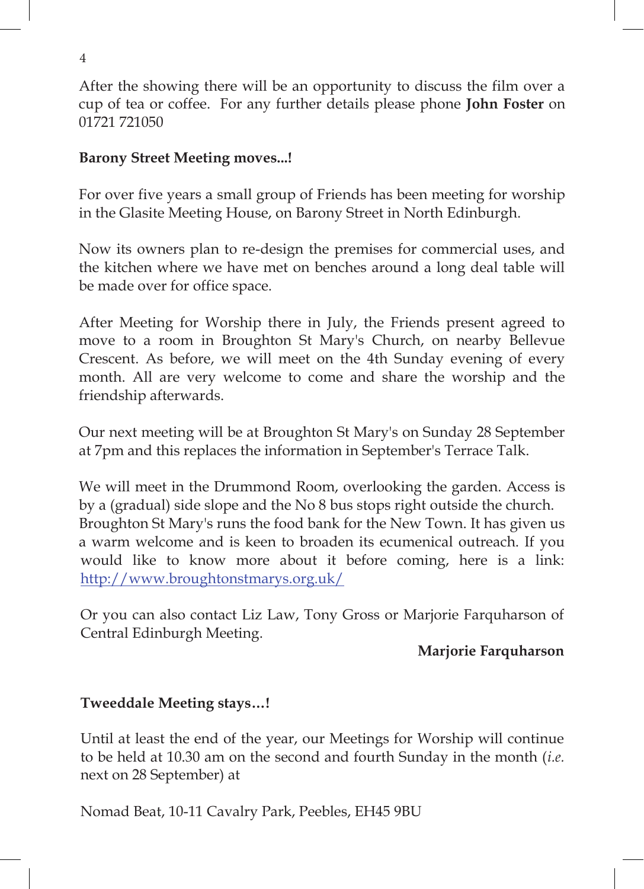After the showing there will be an opportunity to discuss the film over a cup of tea or coffee. For any further details please phone **John Foster** on 01721 721050

**Barony Street Meeting moves...!**

For over five years a small group of Friends has been meeting for worship in the Glasite Meeting House, on Barony Street in North Edinburgh.

Now its owners plan to re-design the premises for commercial uses, and the kitchen where we have met on benches around a long deal table will be made over for office space.

After Meeting for Worship there in July, the Friends present agreed to move to a room in Broughton St Mary's Church, on nearby Bellevue Crescent. As before, we will meet on the 4th Sunday evening of every month. All are very welcome to come and share the worship and the friendship afterwards.

Our next meeting will be at Broughton St Mary's on Sunday 28 September at 7pm and this replaces the information in September's Terrace Talk.

We will meet in the Drummond Room, overlooking the garden. Access is by a (gradual) side slope and the No 8 bus stops right outside the church. Broughton St Mary's runs the food bank for the New Town. It has given us a warm welcome and is keen to broaden its ecumenical outreach. If you would like to know more about it before coming, here is a link: http://www.broughtonstmarys.org.uk/

Or you can also contact Liz Law, Tony Gross or Marjorie Farquharson of Central Edinburgh Meeting.

**Marjorie Farquharson**

**Tweeddale Meeting stays…!**

Until at least the end of the year, our Meetings for Worship will continue to be held at 10.30 am on the second and fourth Sunday in the month (*i.e.* next on 28 September) at

Nomad Beat, 10-11 Cavalry Park, Peebles, EH45 9BU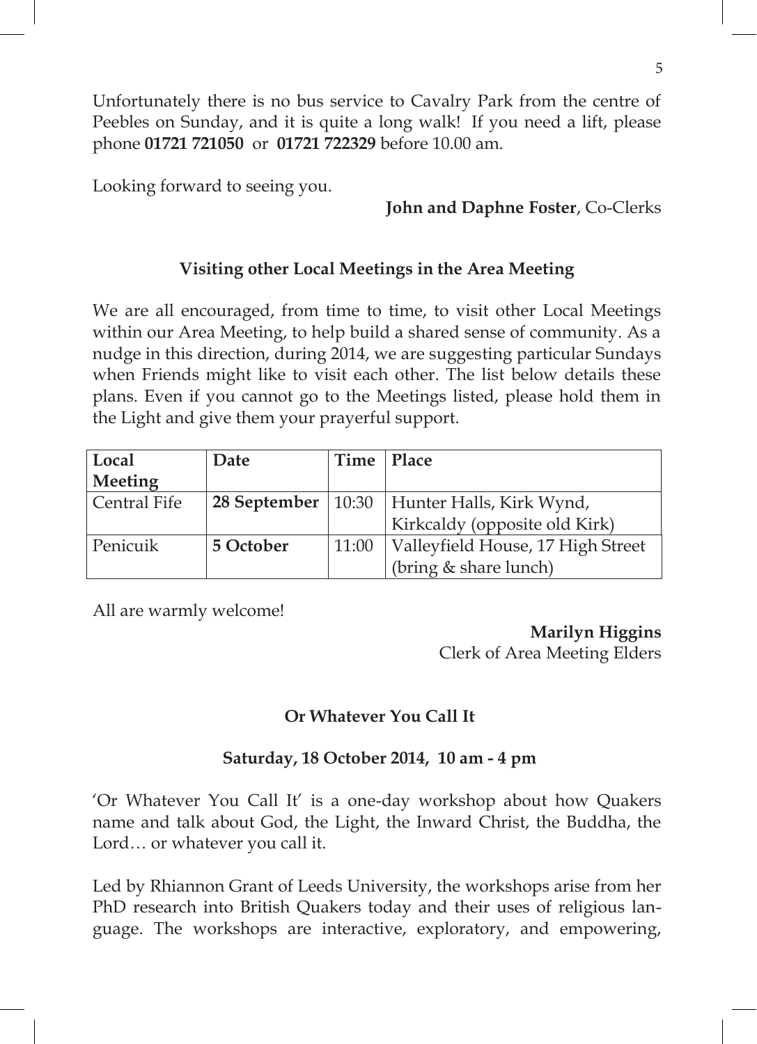Unfortunately there is no bus service to Cavalry Park from the centre of Peebles on Sunday, and it is quite a long walk! If you need a lift, please phone **01721 721050** or **01721 722329** before 10.00 am.

Looking forward to seeing you.

**John and Daphne Foster**, Co-Clerks

### Visiting other Local Meetings in the Area Meeting

We are all encouraged, from time to time, to visit other Local Meetings within our Area Meeting, to help build a shared sense of community. As a nudge in this direction, during 2014, we are suggesting particular Sundays when Friends might like to visit each other. The list below details these plans. Even if you cannot go to the Meetings listed, please hold them in the Light and give them your prayerful support.

| Local Meeting | Date | Time | Place |
|---|---|---|---|
| Central Fife | **28 September** | 10:30 | Hunter Halls, Kirk Wynd, Kirkcaldy (opposite old Kirk) |
| Penicuik | **5 October** | 11:00 | Valleyfield House, 17 High Street (bring & share lunch) |

All are warmly welcome!

**Marilyn Higgins**
Clerk of Area Meeting Elders

### Or Whatever You Call It

**Saturday, 18 October 2014, 10 am - 4 pm**

'Or Whatever You Call It' is a one-day workshop about how Quakers name and talk about God, the Light, the Inward Christ, the Buddha, the Lord… or whatever you call it.

Led by Rhiannon Grant of Leeds University, the workshops arise from her PhD research into British Quakers today and their uses of religious language. The workshops are interactive, exploratory, and empowering,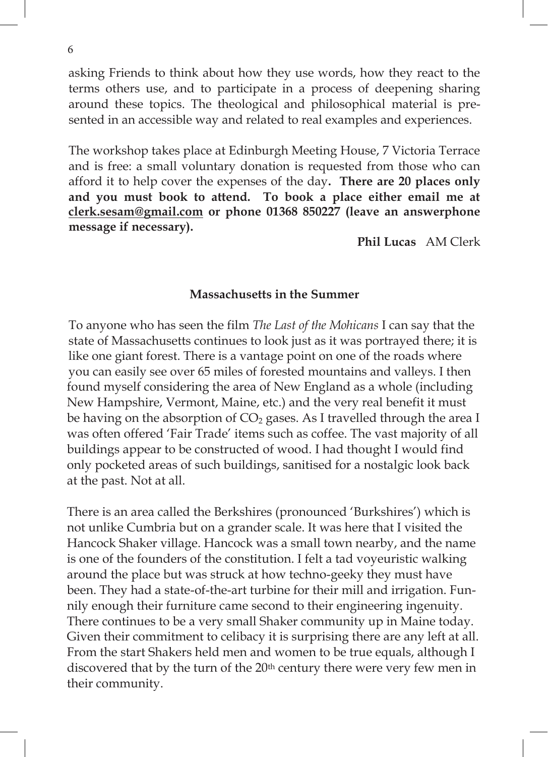asking Friends to think about how they use words, how they react to the terms others use, and to participate in a process of deepening sharing around these topics. The theological and philosophical material is presented in an accessible way and related to real examples and experiences.

The workshop takes place at Edinburgh Meeting House, 7 Victoria Terrace and is free: a small voluntary donation is requested from those who can afford it to help cover the expenses of the day**. There are 20 places only and you must book to attend. To book a place either email me at clerk.sesam@gmail.com or phone 01368 850227 (leave an answerphone message if necessary).**

**Phil Lucas** AM Clerk

### Massachusetts in the Summer

To anyone who has seen the film *The Last of the Mohicans* I can say that the state of Massachusetts continues to look just as it was portrayed there; it is like one giant forest. There is a vantage point on one of the roads where you can easily see over 65 miles of forested mountains and valleys. I then found myself considering the area of New England as a whole (including New Hampshire, Vermont, Maine, etc.) and the very real benefit it must be having on the absorption of $CO_2$ gases. As I travelled through the area I was often offered 'Fair Trade' items such as coffee. The vast majority of all buildings appear to be constructed of wood. I had thought I would find only pocketed areas of such buildings, sanitised for a nostalgic look back at the past. Not at all.

There is an area called the Berkshires (pronounced 'Burkshires') which is not unlike Cumbria but on a grander scale. It was here that I visited the Hancock Shaker village. Hancock was a small town nearby, and the name is one of the founders of the constitution. I felt a tad voyeuristic walking around the place but was struck at how techno-geeky they must have been. They had a state-of-the-art turbine for their mill and irrigation. Funnily enough their furniture came second to their engineering ingenuity. There continues to be a very small Shaker community up in Maine today. Given their commitment to celibacy it is surprising there are any left at all. From the start Shakers held men and women to be true equals, although I discovered that by the turn of the 20th century there were very few men in their community.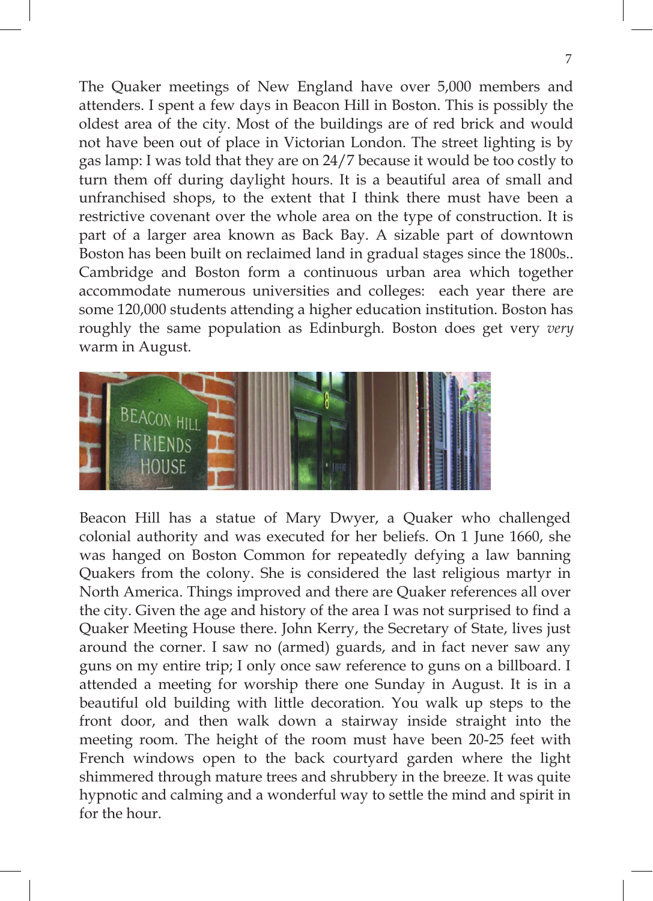The Quaker meetings of New England have over 5,000 members and attenders. I spent a few days in Beacon Hill in Boston. This is possibly the oldest area of the city. Most of the buildings are of red brick and would not have been out of place in Victorian London. The street lighting is by gas lamp: I was told that they are on 24/7 because it would be too costly to turn them off during daylight hours. It is a beautiful area of small and unfranchised shops, to the extent that I think there must have been a restrictive covenant over the whole area on the type of construction. It is part of a larger area known as Back Bay. A sizable part of downtown Boston has been built on reclaimed land in gradual stages since the 1800s.. Cambridge and Boston form a continuous urban area which together accommodate numerous universities and colleges: each year there are some 120,000 students attending a higher education institution. Boston has roughly the same population as Edinburgh. Boston does get very *very* warm in August.

Beacon Hill has a statue of Mary Dwyer, a Quaker who challenged colonial authority and was executed for her beliefs. On 1 June 1660, she was hanged on Boston Common for repeatedly defying a law banning Quakers from the colony. She is considered the last religious martyr in North America. Things improved and there are Quaker references all over the city. Given the age and history of the area I was not surprised to find a Quaker Meeting House there. John Kerry, the Secretary of State, lives just around the corner. I saw no (armed) guards, and in fact never saw any guns on my entire trip; I only once saw reference to guns on a billboard. I attended a meeting for worship there one Sunday in August. It is in a beautiful old building with little decoration. You walk up steps to the front door, and then walk down a stairway inside straight into the meeting room. The height of the room must have been 20-25 feet with French windows open to the back courtyard garden where the light shimmered through mature trees and shrubbery in the breeze. It was quite hypnotic and calming and a wonderful way to settle the mind and spirit in for the hour.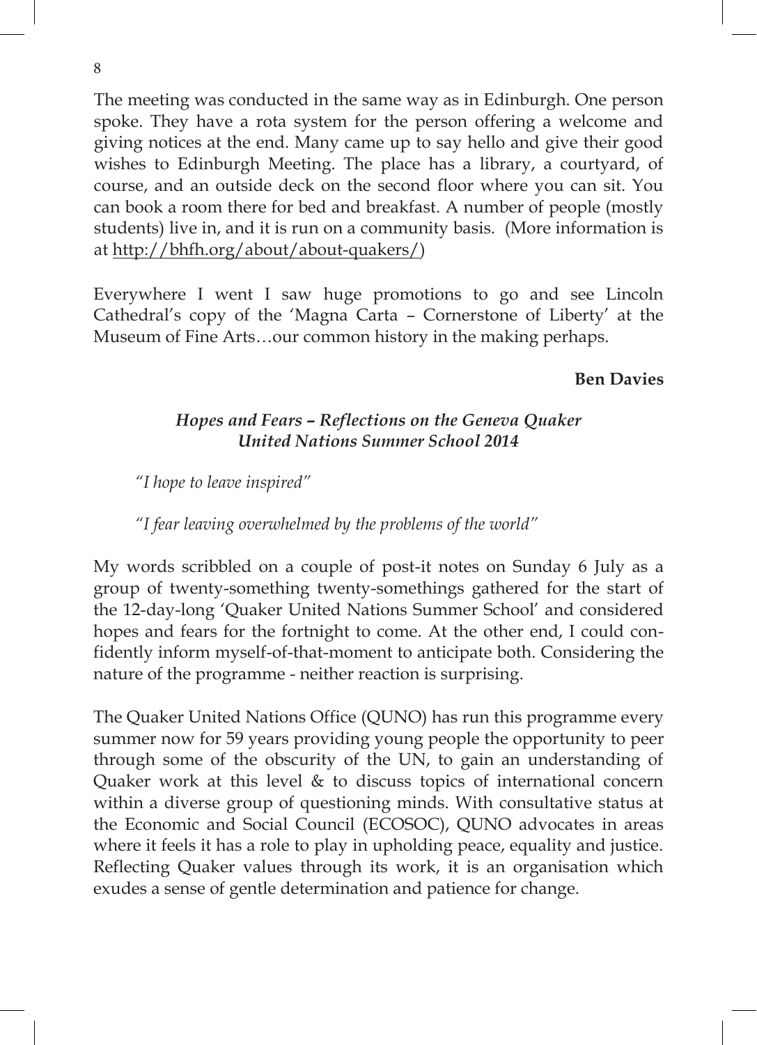The meeting was conducted in the same way as in Edinburgh. One person spoke. They have a rota system for the person offering a welcome and giving notices at the end. Many came up to say hello and give their good wishes to Edinburgh Meeting. The place has a library, a courtyard, of course, and an outside deck on the second floor where you can sit. You can book a room there for bed and breakfast. A number of people (mostly students) live in, and it is run on a community basis. (More information is at http://bhfh.org/about/about-quakers/)

Everywhere I went I saw huge promotions to go and see Lincoln Cathedral's copy of the 'Magna Carta – Cornerstone of Liberty' at the Museum of Fine Arts…our common history in the making perhaps.

**Ben Davies**

### *Hopes and Fears – Reflections on the Geneva Quaker United Nations Summer School 2014*

> *"I hope to leave inspired"*
>
> *"I fear leaving overwhelmed by the problems of the world"*

My words scribbled on a couple of post-it notes on Sunday 6 July as a group of twenty-something twenty-somethings gathered for the start of the 12-day-long 'Quaker United Nations Summer School' and considered hopes and fears for the fortnight to come. At the other end, I could confidently inform myself-of-that-moment to anticipate both. Considering the nature of the programme - neither reaction is surprising.

The Quaker United Nations Office (QUNO) has run this programme every summer now for 59 years providing young people the opportunity to peer through some of the obscurity of the UN, to gain an understanding of Quaker work at this level & to discuss topics of international concern within a diverse group of questioning minds. With consultative status at the Economic and Social Council (ECOSOC), QUNO advocates in areas where it feels it has a role to play in upholding peace, equality and justice. Reflecting Quaker values through its work, it is an organisation which exudes a sense of gentle determination and patience for change.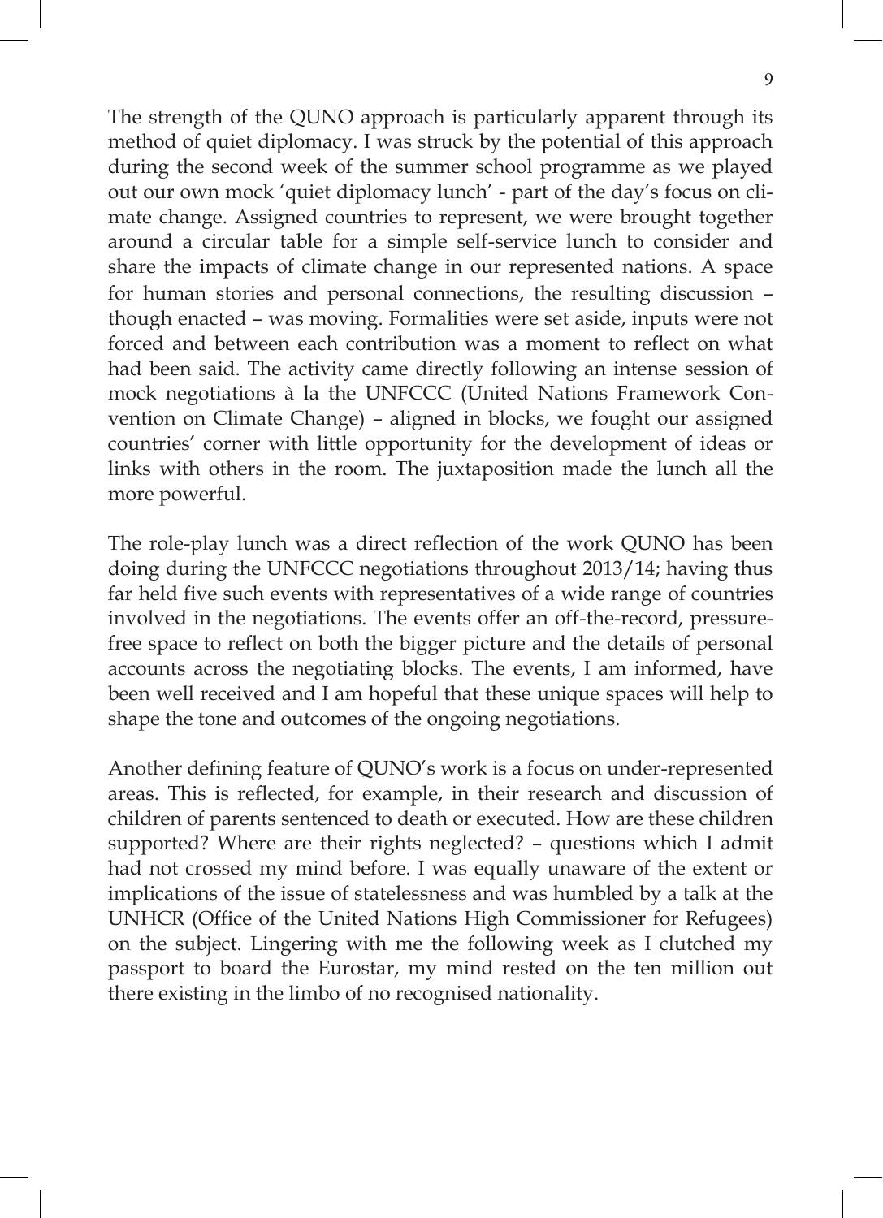The strength of the QUNO approach is particularly apparent through its method of quiet diplomacy. I was struck by the potential of this approach during the second week of the summer school programme as we played out our own mock 'quiet diplomacy lunch' - part of the day's focus on climate change. Assigned countries to represent, we were brought together around a circular table for a simple self-service lunch to consider and share the impacts of climate change in our represented nations. A space for human stories and personal connections, the resulting discussion – though enacted – was moving. Formalities were set aside, inputs were not forced and between each contribution was a moment to reflect on what had been said. The activity came directly following an intense session of mock negotiations à la the UNFCCC (United Nations Framework Convention on Climate Change) – aligned in blocks, we fought our assigned countries' corner with little opportunity for the development of ideas or links with others in the room. The juxtaposition made the lunch all the more powerful.

The role-play lunch was a direct reflection of the work QUNO has been doing during the UNFCCC negotiations throughout 2013/14; having thus far held five such events with representatives of a wide range of countries involved in the negotiations. The events offer an off-the-record, pressure-free space to reflect on both the bigger picture and the details of personal accounts across the negotiating blocks. The events, I am informed, have been well received and I am hopeful that these unique spaces will help to shape the tone and outcomes of the ongoing negotiations.

Another defining feature of QUNO's work is a focus on under-represented areas. This is reflected, for example, in their research and discussion of children of parents sentenced to death or executed. How are these children supported? Where are their rights neglected? – questions which I admit had not crossed my mind before. I was equally unaware of the extent or implications of the issue of statelessness and was humbled by a talk at the UNHCR (Office of the United Nations High Commissioner for Refugees) on the subject. Lingering with me the following week as I clutched my passport to board the Eurostar, my mind rested on the ten million out there existing in the limbo of no recognised nationality.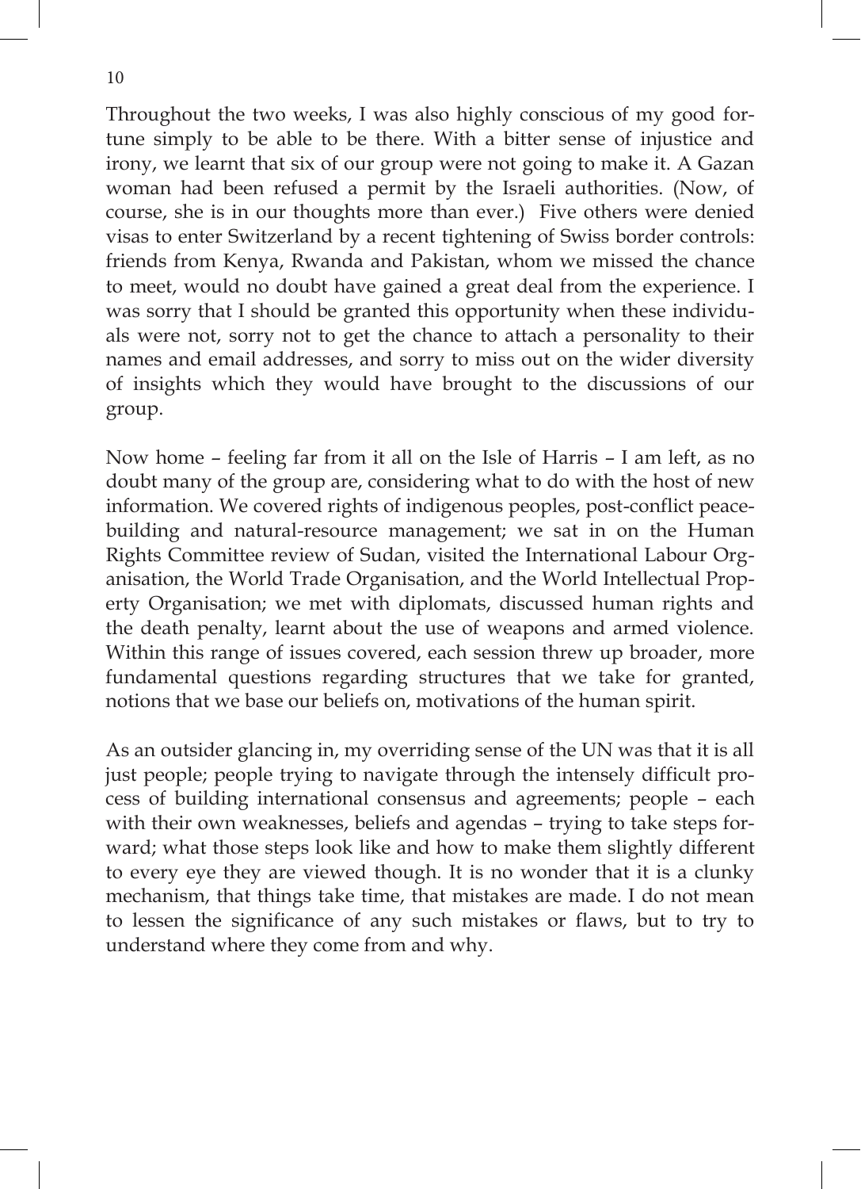Throughout the two weeks, I was also highly conscious of my good fortune simply to be able to be there. With a bitter sense of injustice and irony, we learnt that six of our group were not going to make it. A Gazan woman had been refused a permit by the Israeli authorities. (Now, of course, she is in our thoughts more than ever.)  Five others were denied visas to enter Switzerland by a recent tightening of Swiss border controls: friends from Kenya, Rwanda and Pakistan, whom we missed the chance to meet, would no doubt have gained a great deal from the experience. I was sorry that I should be granted this opportunity when these individuals were not, sorry not to get the chance to attach a personality to their names and email addresses, and sorry to miss out on the wider diversity of insights which they would have brought to the discussions of our group.

Now home – feeling far from it all on the Isle of Harris – I am left, as no doubt many of the group are, considering what to do with the host of new information. We covered rights of indigenous peoples, post-conflict peace-building and natural-resource management; we sat in on the Human Rights Committee review of Sudan, visited the International Labour Organisation, the World Trade Organisation, and the World Intellectual Property Organisation; we met with diplomats, discussed human rights and the death penalty, learnt about the use of weapons and armed violence. Within this range of issues covered, each session threw up broader, more fundamental questions regarding structures that we take for granted, notions that we base our beliefs on, motivations of the human spirit.

As an outsider glancing in, my overriding sense of the UN was that it is all just people; people trying to navigate through the intensely difficult process of building international consensus and agreements; people – each with their own weaknesses, beliefs and agendas – trying to take steps forward; what those steps look like and how to make them slightly different to every eye they are viewed though. It is no wonder that it is a clunky mechanism, that things take time, that mistakes are made. I do not mean to lessen the significance of any such mistakes or flaws, but to try to understand where they come from and why.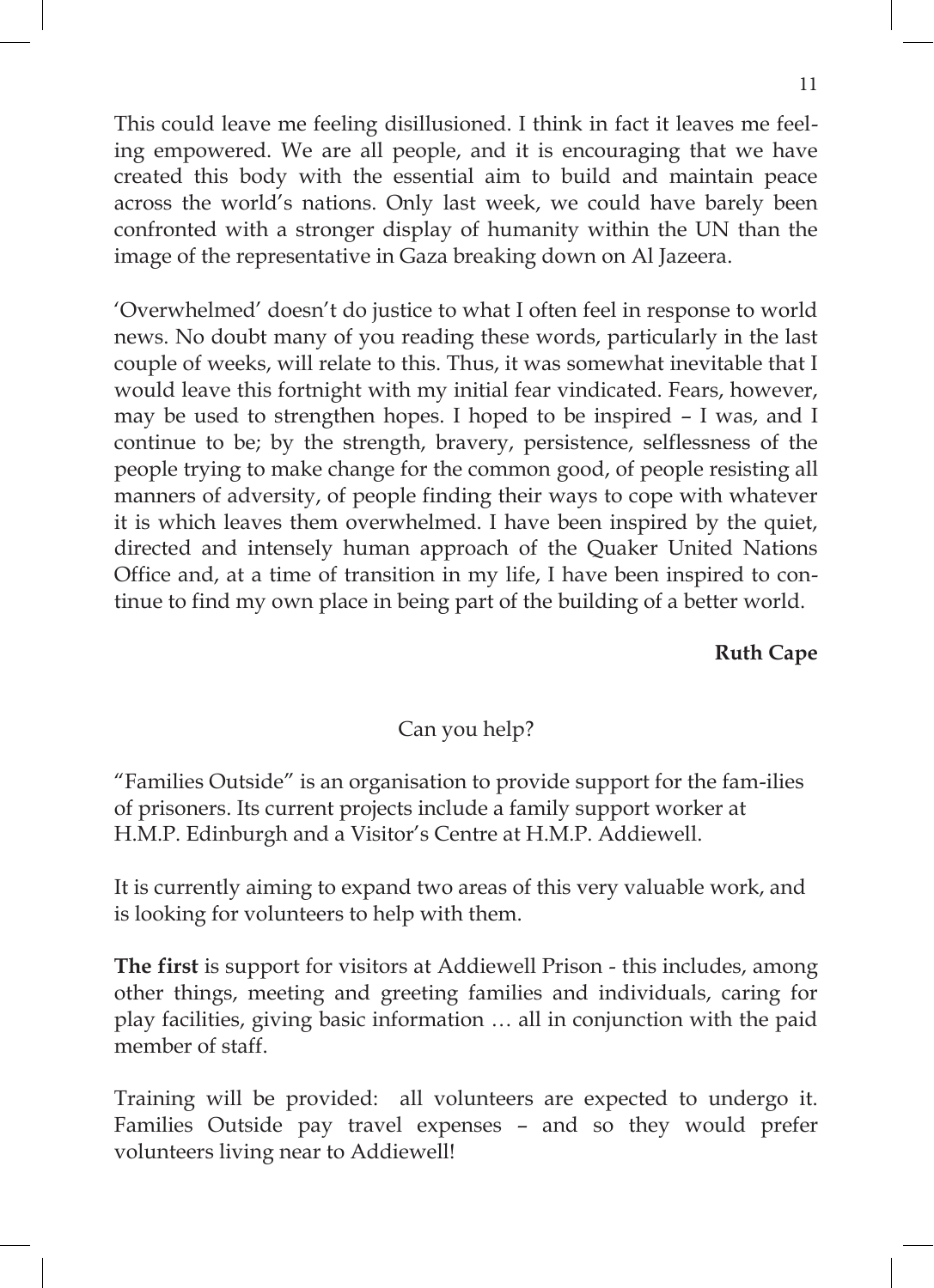This could leave me feeling disillusioned. I think in fact it leaves me feeling empowered. We are all people, and it is encouraging that we have created this body with the essential aim to build and maintain peace across the world's nations. Only last week, we could have barely been confronted with a stronger display of humanity within the UN than the image of the representative in Gaza breaking down on Al Jazeera.

'Overwhelmed' doesn't do justice to what I often feel in response to world news. No doubt many of you reading these words, particularly in the last couple of weeks, will relate to this. Thus, it was somewhat inevitable that I would leave this fortnight with my initial fear vindicated. Fears, however, may be used to strengthen hopes. I hoped to be inspired – I was, and I continue to be; by the strength, bravery, persistence, selflessness of the people trying to make change for the common good, of people resisting all manners of adversity, of people finding their ways to cope with whatever it is which leaves them overwhelmed. I have been inspired by the quiet, directed and intensely human approach of the Quaker United Nations Office and, at a time of transition in my life, I have been inspired to continue to find my own place in being part of the building of a better world.

**Ruth Cape**

## Can you help?

"Families Outside" is an organisation to provide support for the fam-ilies of prisoners. Its current projects include a family support worker at H.M.P. Edinburgh and a Visitor's Centre at H.M.P. Addiewell.

It is currently aiming to expand two areas of this very valuable work, and is looking for volunteers to help with them.

**The first** is support for visitors at Addiewell Prison - this includes, among other things, meeting and greeting families and individuals, caring for play facilities, giving basic information … all in conjunction with the paid member of staff.

Training will be provided: all volunteers are expected to undergo it. Families Outside pay travel expenses – and so they would prefer volunteers living near to Addiewell!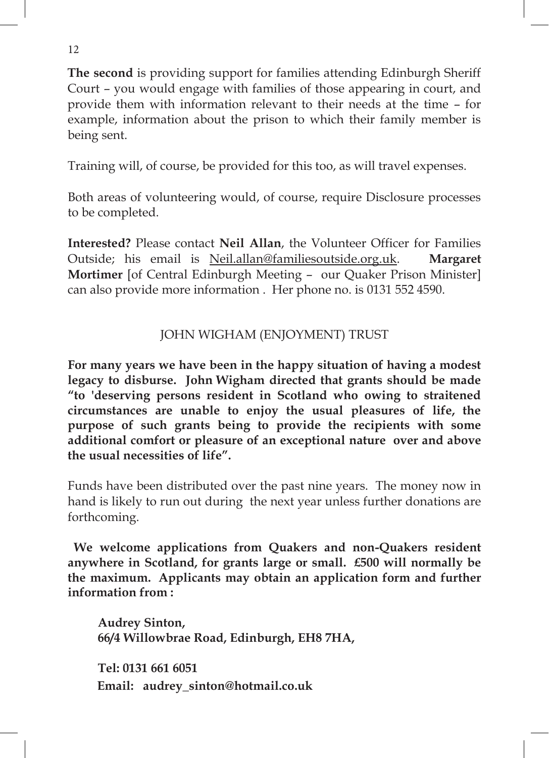**The second** is providing support for families attending Edinburgh Sheriff Court – you would engage with families of those appearing in court, and provide them with information relevant to their needs at the time – for example, information about the prison to which their family member is being sent.

Training will, of course, be provided for this too, as will travel expenses.

Both areas of volunteering would, of course, require Disclosure processes to be completed.

**Interested?** Please contact **Neil Allan**, the Volunteer Officer for Families Outside; his email is Neil.allan@familiesoutside.org.uk. **Margaret Mortimer** [of Central Edinburgh Meeting – our Quaker Prison Minister] can also provide more information . Her phone no. is 0131 552 4590.

## JOHN WIGHAM (ENJOYMENT) TRUST

**For many years we have been in the happy situation of having a modest legacy to disburse. John Wigham directed that grants should be made "to 'deserving persons resident in Scotland who owing to straitened circumstances are unable to enjoy the usual pleasures of life, the purpose of such grants being to provide the recipients with some additional comfort or pleasure of an exceptional nature over and above the usual necessities of life".**

Funds have been distributed over the past nine years. The money now in hand is likely to run out during the next year unless further donations are forthcoming.

**We welcome applications from Quakers and non-Quakers resident anywhere in Scotland, for grants large or small. £500 will normally be the maximum. Applicants may obtain an application form and further information from :**

**Audrey Sinton,**
**66/4 Willowbrae Road, Edinburgh, EH8 7HA,**

**Tel: 0131 661 6051**
**Email: audrey_sinton@hotmail.co.uk**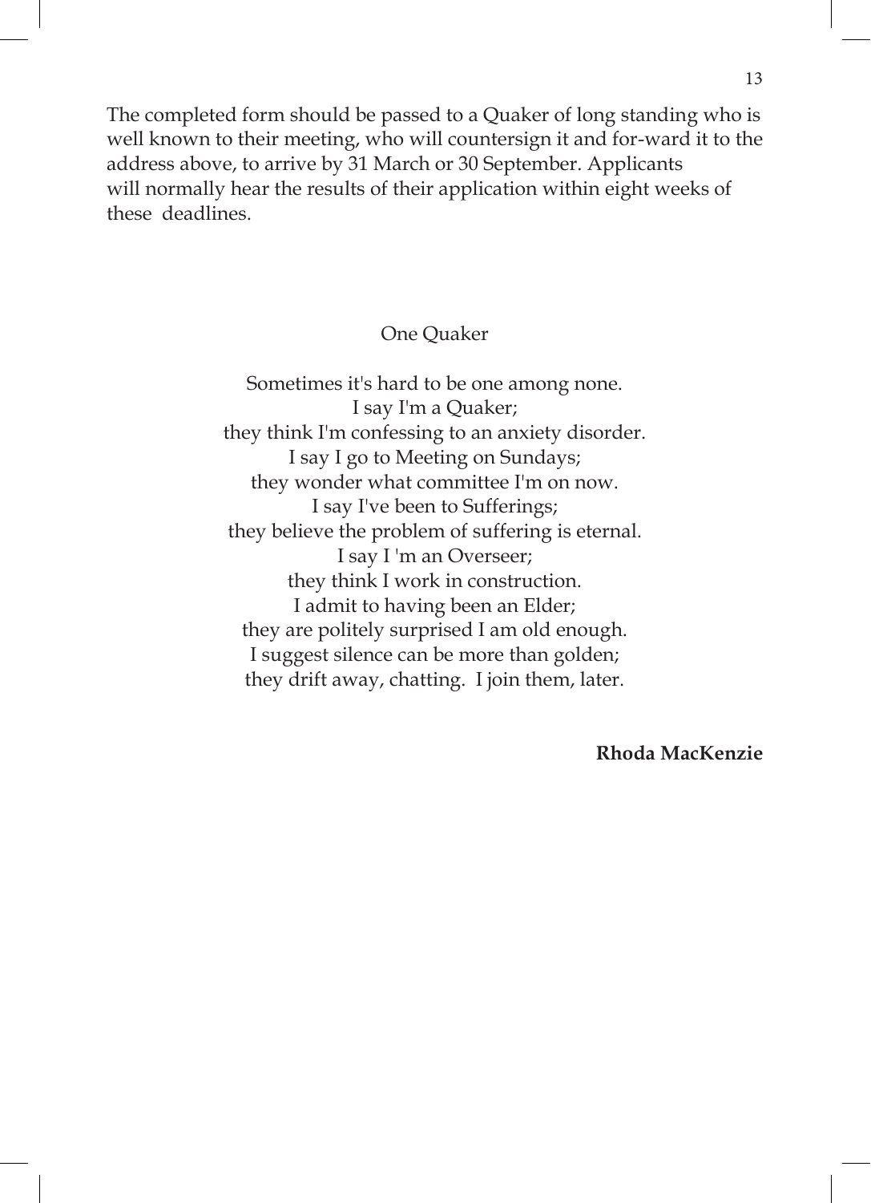The completed form should be passed to a Quaker of long standing who is well known to their meeting, who will countersign it and for-ward it to the address above, to arrive by 31 March or 30 September. Applicants will normally hear the results of their application within eight weeks of these deadlines.

## One Quaker

Sometimes it's hard to be one among none.  
I say I'm a Quaker;  
they think I'm confessing to an anxiety disorder.  
I say I go to Meeting on Sundays;  
they wonder what committee I'm on now.  
I say I've been to Sufferings;  
they believe the problem of suffering is eternal.  
I say I 'm an Overseer;  
they think I work in construction.  
I admit to having been an Elder;  
they are politely surprised I am old enough.  
I suggest silence can be more than golden;  
they drift away, chatting. I join them, later.

**Rhoda MacKenzie**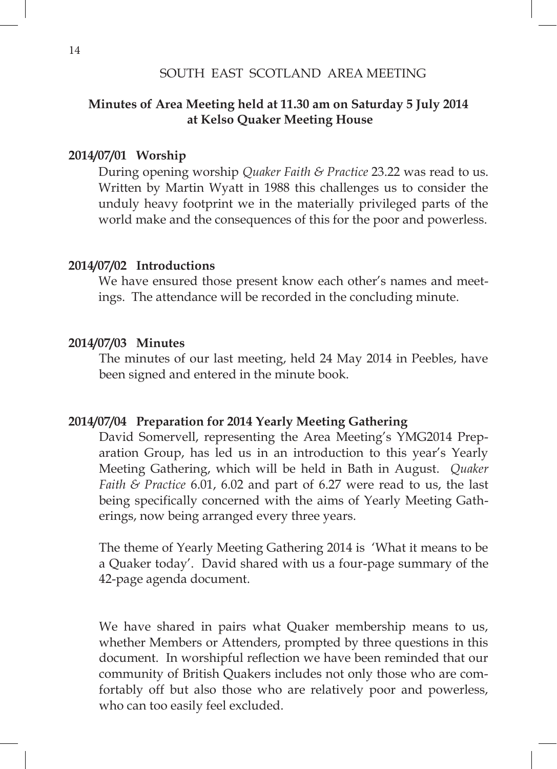SOUTH EAST SCOTLAND AREA MEETING

**Minutes of Area Meeting held at 11.30 am on Saturday 5 July 2014 at Kelso Quaker Meeting House**

**2014/07/01 Worship**

During opening worship *Quaker Faith & Practice* 23.22 was read to us. Written by Martin Wyatt in 1988 this challenges us to consider the unduly heavy footprint we in the materially privileged parts of the world make and the consequences of this for the poor and powerless.

**2014/07/02 Introductions**

We have ensured those present know each other's names and meetings. The attendance will be recorded in the concluding minute.

**2014/07/03 Minutes**

The minutes of our last meeting, held 24 May 2014 in Peebles, have been signed and entered in the minute book.

**2014/07/04 Preparation for 2014 Yearly Meeting Gathering**

David Somervell, representing the Area Meeting's YMG2014 Preparation Group, has led us in an introduction to this year's Yearly Meeting Gathering, which will be held in Bath in August. *Quaker Faith & Practice* 6.01, 6.02 and part of 6.27 were read to us, the last being specifically concerned with the aims of Yearly Meeting Gatherings, now being arranged every three years.

The theme of Yearly Meeting Gathering 2014 is 'What it means to be a Quaker today'. David shared with us a four-page summary of the 42-page agenda document.

We have shared in pairs what Quaker membership means to us, whether Members or Attenders, prompted by three questions in this document. In worshipful reflection we have been reminded that our community of British Quakers includes not only those who are comfortably off but also those who are relatively poor and powerless, who can too easily feel excluded.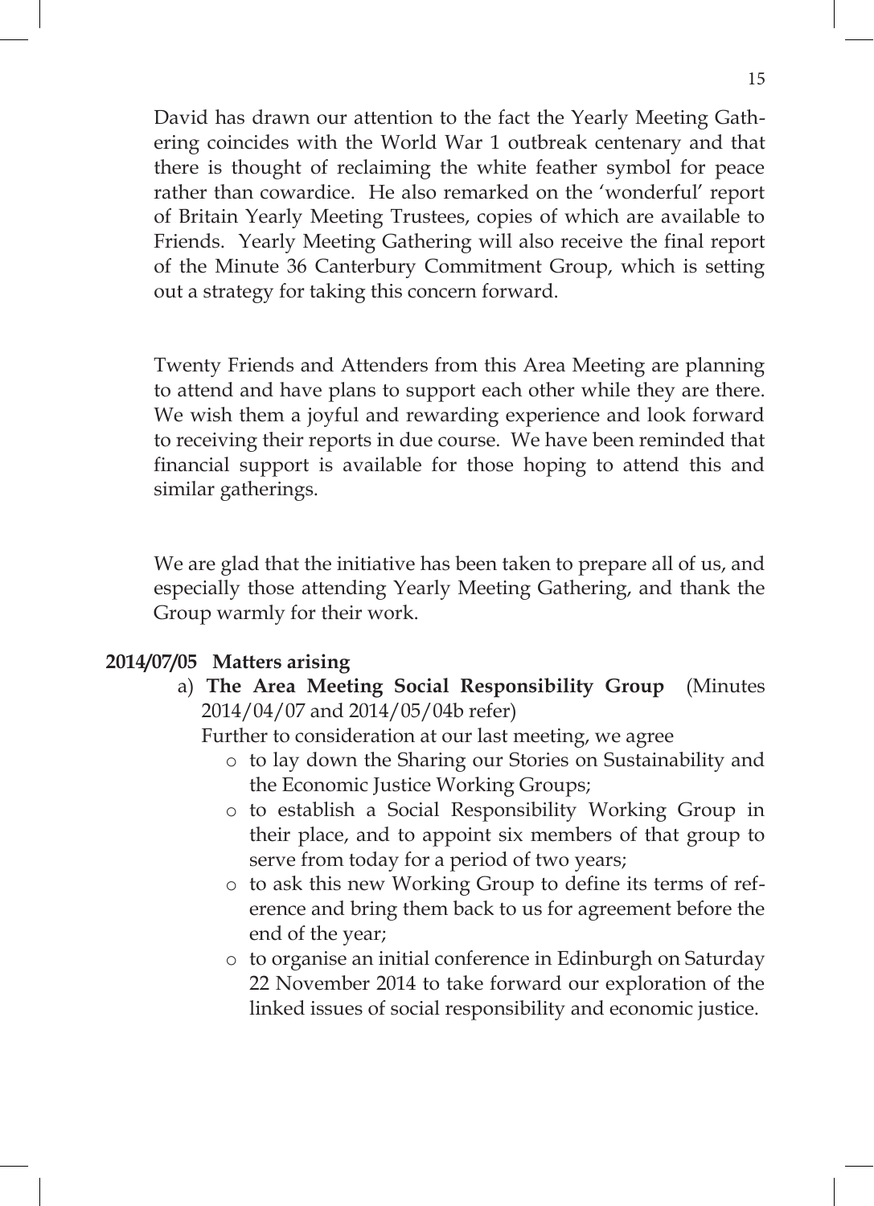David has drawn our attention to the fact the Yearly Meeting Gathering coincides with the World War 1 outbreak centenary and that there is thought of reclaiming the white feather symbol for peace rather than cowardice. He also remarked on the 'wonderful' report of Britain Yearly Meeting Trustees, copies of which are available to Friends. Yearly Meeting Gathering will also receive the final report of the Minute 36 Canterbury Commitment Group, which is setting out a strategy for taking this concern forward.

Twenty Friends and Attenders from this Area Meeting are planning to attend and have plans to support each other while they are there. We wish them a joyful and rewarding experience and look forward to receiving their reports in due course. We have been reminded that financial support is available for those hoping to attend this and similar gatherings.

We are glad that the initiative has been taken to prepare all of us, and especially those attending Yearly Meeting Gathering, and thank the Group warmly for their work.

**2014/07/05 Matters arising**

a) **The Area Meeting Social Responsibility Group** (Minutes 2014/04/07 and 2014/05/04b refer)

Further to consideration at our last meeting, we agree

- to lay down the Sharing our Stories on Sustainability and the Economic Justice Working Groups;
- to establish a Social Responsibility Working Group in their place, and to appoint six members of that group to serve from today for a period of two years;
- to ask this new Working Group to define its terms of reference and bring them back to us for agreement before the end of the year;
- to organise an initial conference in Edinburgh on Saturday 22 November 2014 to take forward our exploration of the linked issues of social responsibility and economic justice.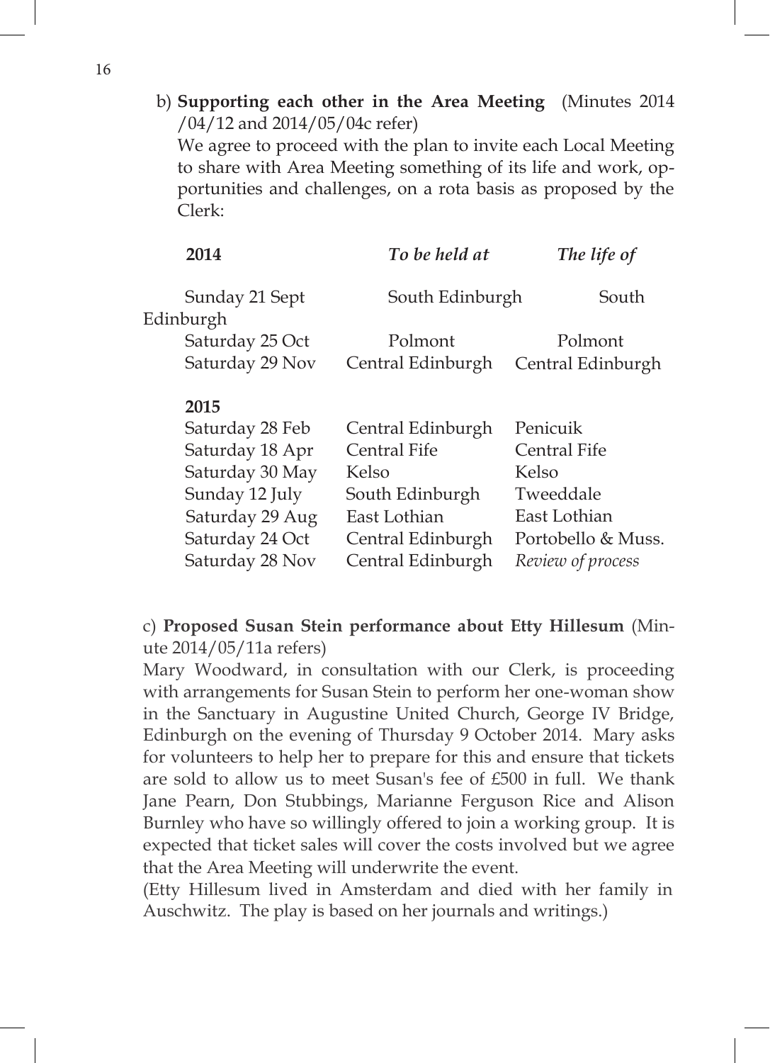b) **Supporting each other in the Area Meeting** (Minutes 2014/04/12 and 2014/05/04c refer)
We agree to proceed with the plan to invite each Local Meeting to share with Area Meeting something of its life and work, opportunities and challenges, on a rota basis as proposed by the Clerk:

| **2014** | *To be held at* | *The life of* |
|---|---|---|
| Sunday 21 Sept | South Edinburgh | South Edinburgh |
| Saturday 25 Oct | Polmont | Polmont |
| Saturday 29 Nov | Central Edinburgh | Central Edinburgh |
| **2015** | | |
| Saturday 28 Feb | Central Edinburgh | Penicuik |
| Saturday 18 Apr | Central Fife | Central Fife |
| Saturday 30 May | Kelso | Kelso |
| Sunday 12 July | South Edinburgh | Tweeddale |
| Saturday 29 Aug | East Lothian | East Lothian |
| Saturday 24 Oct | Central Edinburgh | Portobello & Muss. |
| Saturday 28 Nov | Central Edinburgh | *Review of process* |

c) **Proposed Susan Stein performance about Etty Hillesum** (Minute 2014/05/11a refers)
Mary Woodward, in consultation with our Clerk, is proceeding with arrangements for Susan Stein to perform her one-woman show in the Sanctuary in Augustine United Church, George IV Bridge, Edinburgh on the evening of Thursday 9 October 2014. Mary asks for volunteers to help her to prepare for this and ensure that tickets are sold to allow us to meet Susan's fee of £500 in full. We thank Jane Pearn, Don Stubbings, Marianne Ferguson Rice and Alison Burnley who have so willingly offered to join a working group. It is expected that ticket sales will cover the costs involved but we agree that the Area Meeting will underwrite the event.
(Etty Hillesum lived in Amsterdam and died with her family in Auschwitz. The play is based on her journals and writings.)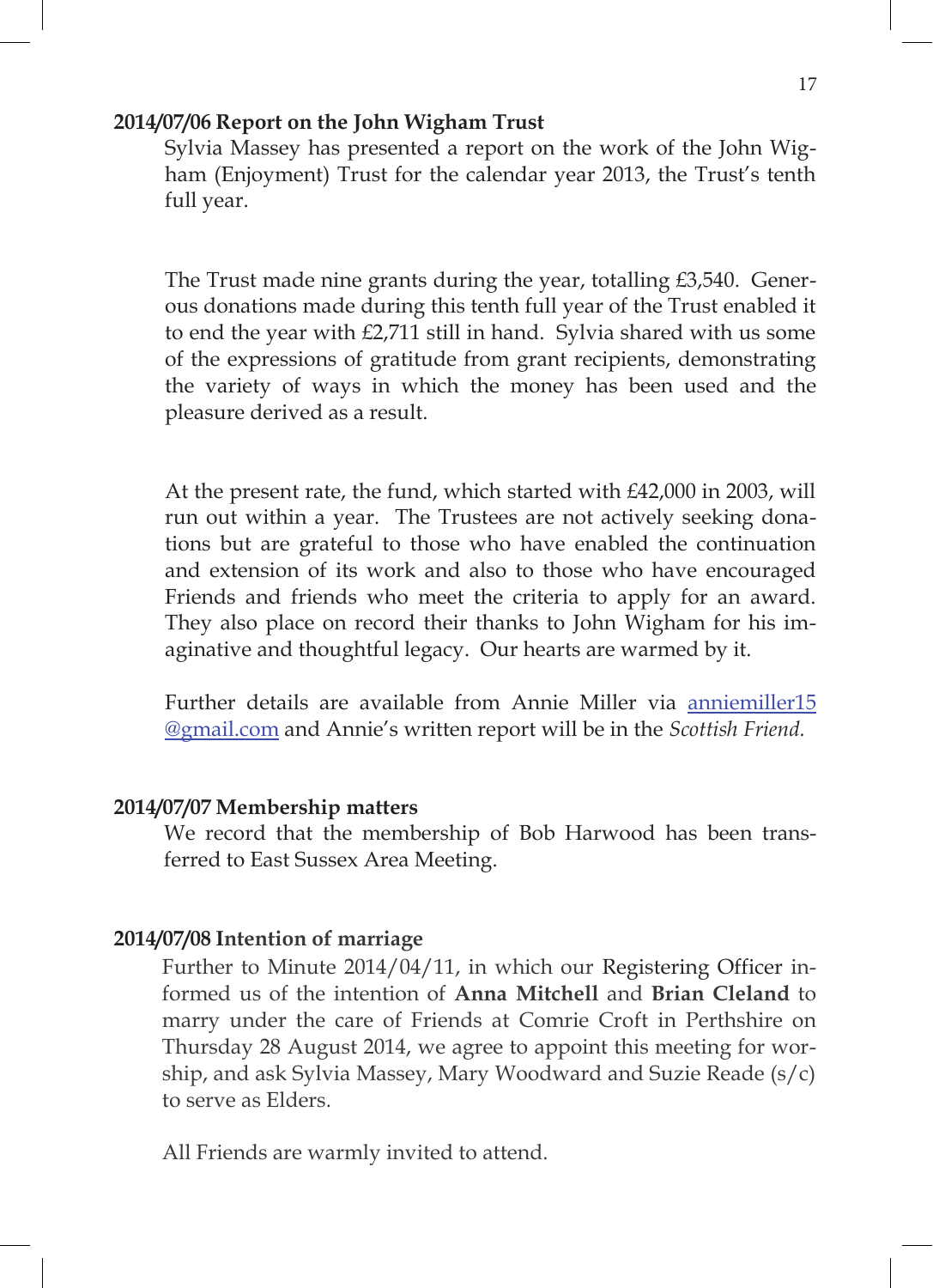**2014/07/06 Report on the John Wigham Trust**

Sylvia Massey has presented a report on the work of the John Wigham (Enjoyment) Trust for the calendar year 2013, the Trust's tenth full year.

The Trust made nine grants during the year, totalling £3,540. Generous donations made during this tenth full year of the Trust enabled it to end the year with £2,711 still in hand. Sylvia shared with us some of the expressions of gratitude from grant recipients, demonstrating the variety of ways in which the money has been used and the pleasure derived as a result.

At the present rate, the fund, which started with £42,000 in 2003, will run out within a year. The Trustees are not actively seeking donations but are grateful to those who have enabled the continuation and extension of its work and also to those who have encouraged Friends and friends who meet the criteria to apply for an award. They also place on record their thanks to John Wigham for his imaginative and thoughtful legacy. Our hearts are warmed by it.

Further details are available from Annie Miller via anniemiller15@gmail.com and Annie's written report will be in the *Scottish Friend.*

**2014/07/07 Membership matters**

We record that the membership of Bob Harwood has been transferred to East Sussex Area Meeting.

**2014/07/08 Intention of marriage**

Further to Minute 2014/04/11, in which our Registering Officer informed us of the intention of **Anna Mitchell** and **Brian Cleland** to marry under the care of Friends at Comrie Croft in Perthshire on Thursday 28 August 2014, we agree to appoint this meeting for worship, and ask Sylvia Massey, Mary Woodward and Suzie Reade (s/c) to serve as Elders.

All Friends are warmly invited to attend.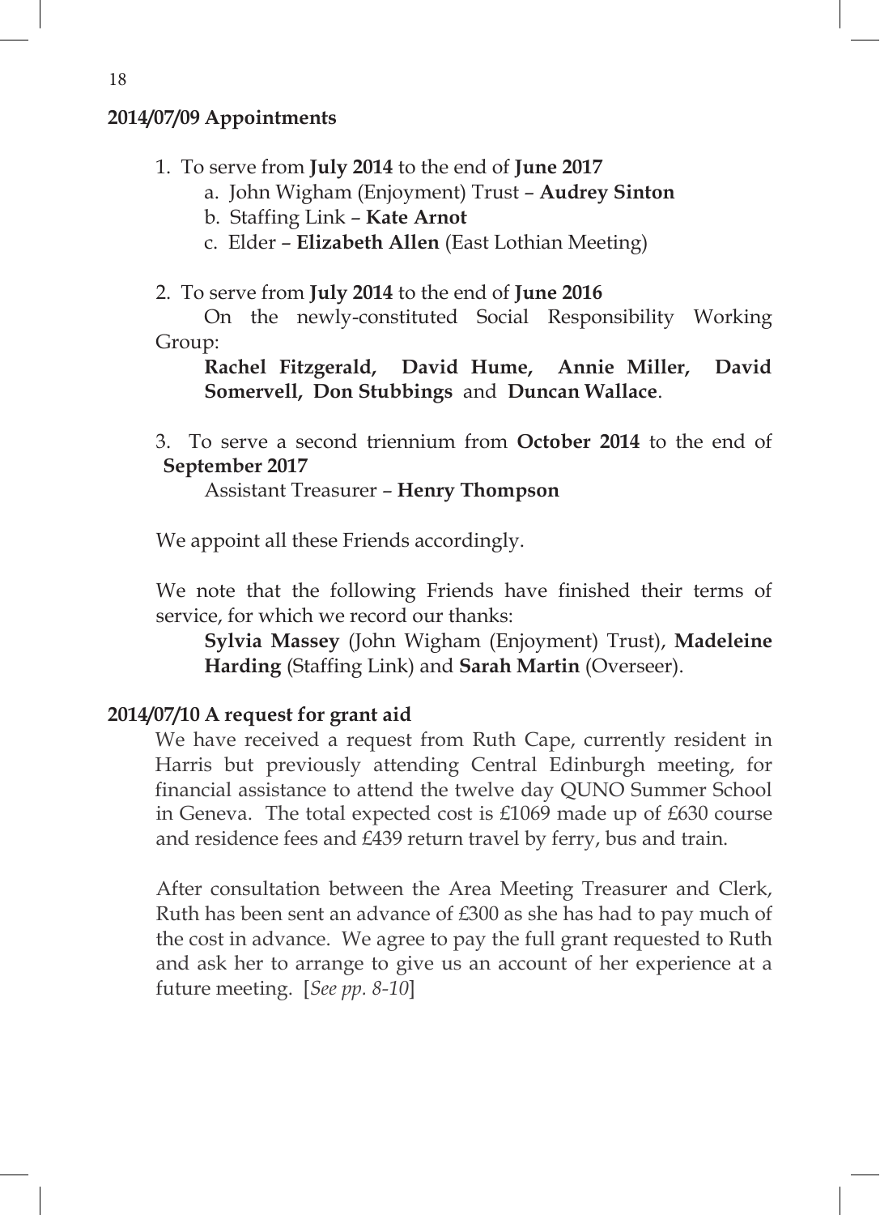**2014/07/09 Appointments**

1. To serve from **July 2014** to the end of **June 2017**
   a. John Wigham (Enjoyment) Trust – **Audrey Sinton**
   b. Staffing Link – **Kate Arnot**
   c. Elder – **Elizabeth Allen** (East Lothian Meeting)

2. To serve from **July 2014** to the end of **June 2016**
   On the newly-constituted Social Responsibility Working Group:
   **Rachel Fitzgerald, David Hume, Annie Miller, David Somervell, Don Stubbings** and **Duncan Wallace**.

3. To serve a second triennium from **October 2014** to the end of **September 2017**
   Assistant Treasurer – **Henry Thompson**

We appoint all these Friends accordingly.

We note that the following Friends have finished their terms of service, for which we record our thanks:

**Sylvia Massey** (John Wigham (Enjoyment) Trust), **Madeleine Harding** (Staffing Link) and **Sarah Martin** (Overseer).

**2014/07/10 A request for grant aid**

We have received a request from Ruth Cape, currently resident in Harris but previously attending Central Edinburgh meeting, for financial assistance to attend the twelve day QUNO Summer School in Geneva. The total expected cost is £1069 made up of £630 course and residence fees and £439 return travel by ferry, bus and train.

After consultation between the Area Meeting Treasurer and Clerk, Ruth has been sent an advance of £300 as she has had to pay much of the cost in advance. We agree to pay the full grant requested to Ruth and ask her to arrange to give us an account of her experience at a future meeting. [*See pp. 8-10*]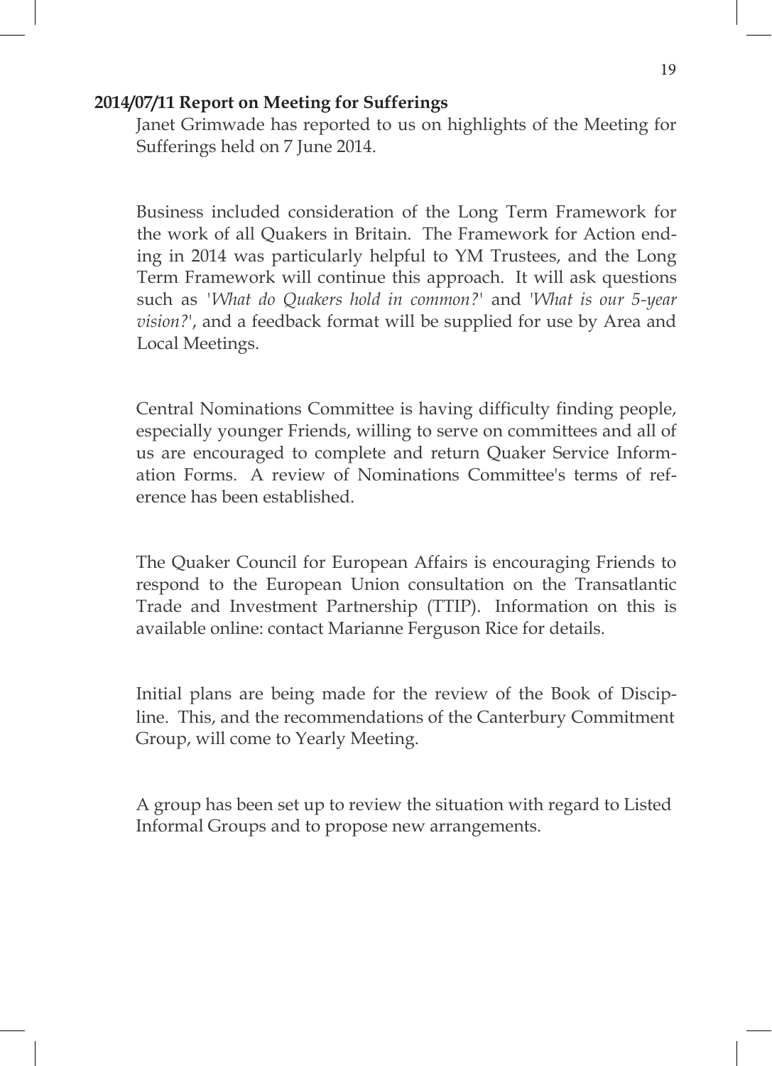**2014/07/11 Report on Meeting for Sufferings**

Janet Grimwade has reported to us on highlights of the Meeting for Sufferings held on 7 June 2014.

Business included consideration of the Long Term Framework for the work of all Quakers in Britain. The Framework for Action ending in 2014 was particularly helpful to YM Trustees, and the Long Term Framework will continue this approach. It will ask questions such as '*What do Quakers hold in common?*' and '*What is our 5-year vision?*', and a feedback format will be supplied for use by Area and Local Meetings.

Central Nominations Committee is having difficulty finding people, especially younger Friends, willing to serve on committees and all of us are encouraged to complete and return Quaker Service Information Forms. A review of Nominations Committee's terms of reference has been established.

The Quaker Council for European Affairs is encouraging Friends to respond to the European Union consultation on the Transatlantic Trade and Investment Partnership (TTIP). Information on this is available online: contact Marianne Ferguson Rice for details.

Initial plans are being made for the review of the Book of Discipline. This, and the recommendations of the Canterbury Commitment Group, will come to Yearly Meeting.

A group has been set up to review the situation with regard to Listed Informal Groups and to propose new arrangements.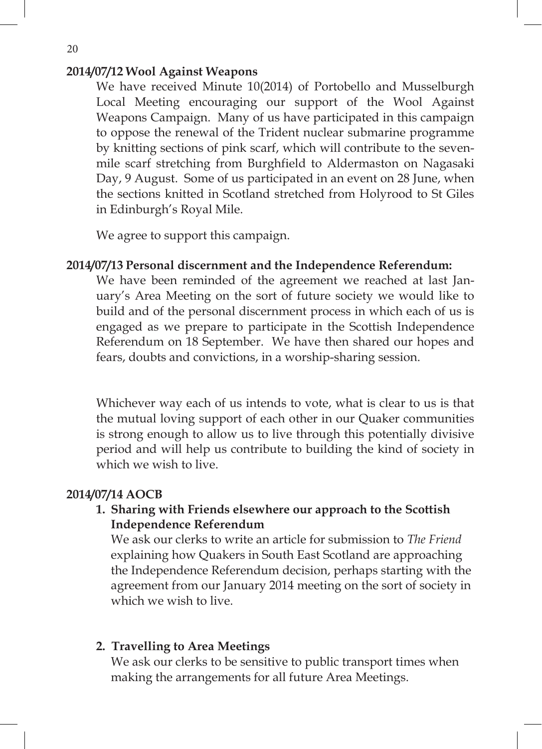**2014/07/12 Wool Against Weapons**

We have received Minute 10(2014) of Portobello and Musselburgh Local Meeting encouraging our support of the Wool Against Weapons Campaign. Many of us have participated in this campaign to oppose the renewal of the Trident nuclear submarine programme by knitting sections of pink scarf, which will contribute to the seven-mile scarf stretching from Burghfield to Aldermaston on Nagasaki Day, 9 August. Some of us participated in an event on 28 June, when the sections knitted in Scotland stretched from Holyrood to St Giles in Edinburgh's Royal Mile.

We agree to support this campaign.

**2014/07/13 Personal discernment and the Independence Referendum:**

We have been reminded of the agreement we reached at last January's Area Meeting on the sort of future society we would like to build and of the personal discernment process in which each of us is engaged as we prepare to participate in the Scottish Independence Referendum on 18 September. We have then shared our hopes and fears, doubts and convictions, in a worship-sharing session.

Whichever way each of us intends to vote, what is clear to us is that the mutual loving support of each other in our Quaker communities is strong enough to allow us to live through this potentially divisive period and will help us contribute to building the kind of society in which we wish to live.

**2014/07/14 AOCB**

1. **Sharing with Friends elsewhere our approach to the Scottish Independence Referendum**

   We ask our clerks to write an article for submission to *The Friend* explaining how Quakers in South East Scotland are approaching the Independence Referendum decision, perhaps starting with the agreement from our January 2014 meeting on the sort of society in which we wish to live.

2. **Travelling to Area Meetings**

   We ask our clerks to be sensitive to public transport times when making the arrangements for all future Area Meetings.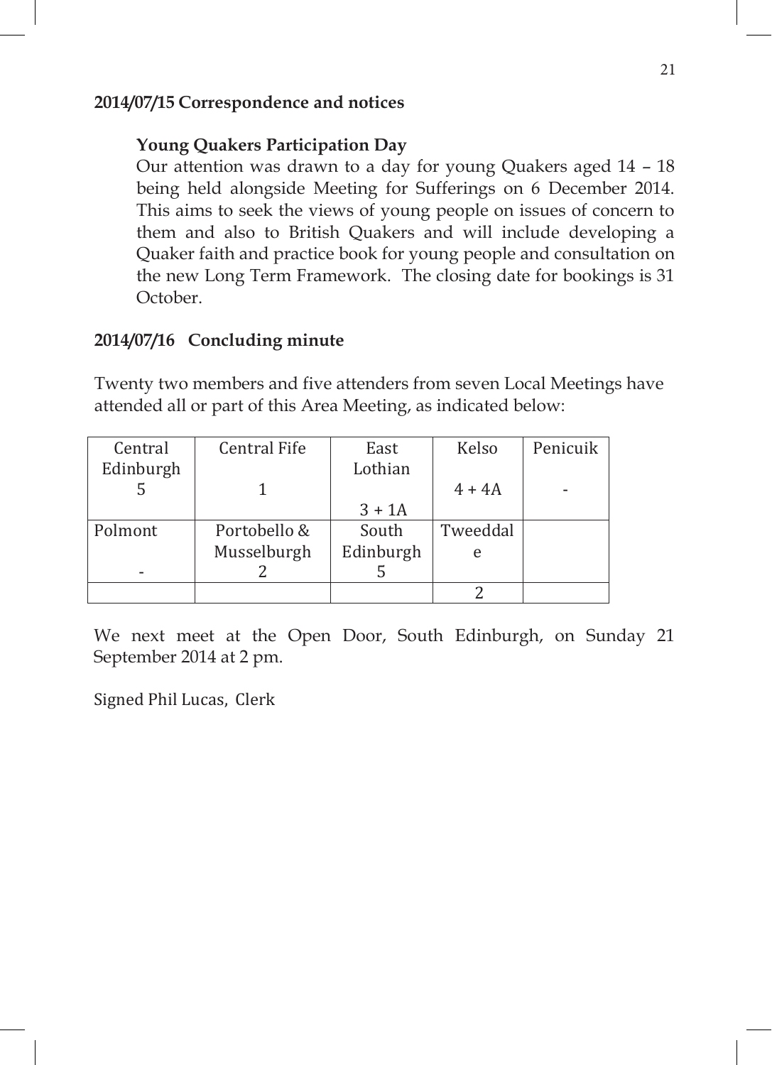**2014/07/15 Correspondence and notices**

**Young Quakers Participation Day**

Our attention was drawn to a day for young Quakers aged 14 – 18 being held alongside Meeting for Sufferings on 6 December 2014. This aims to seek the views of young people on issues of concern to them and also to British Quakers and will include developing a Quaker faith and practice book for young people and consultation on the new Long Term Framework. The closing date for bookings is 31 October.

**2014/07/16 Concluding minute**

Twenty two members and five attenders from seven Local Meetings have attended all or part of this Area Meeting, as indicated below:

| Central Edinburgh | Central Fife | East Lothian | Kelso | Penicuik |
|---|---|---|---|---|
| 5 | 1 | 3 + 1A | 4 + 4A | - |
| Polmont | Portobello & Musselburgh | South Edinburgh | Tweeddale | |
| - | 2 | 5 | 2 | |

We next meet at the Open Door, South Edinburgh, on Sunday 21 September 2014 at 2 pm.

Signed Phil Lucas, Clerk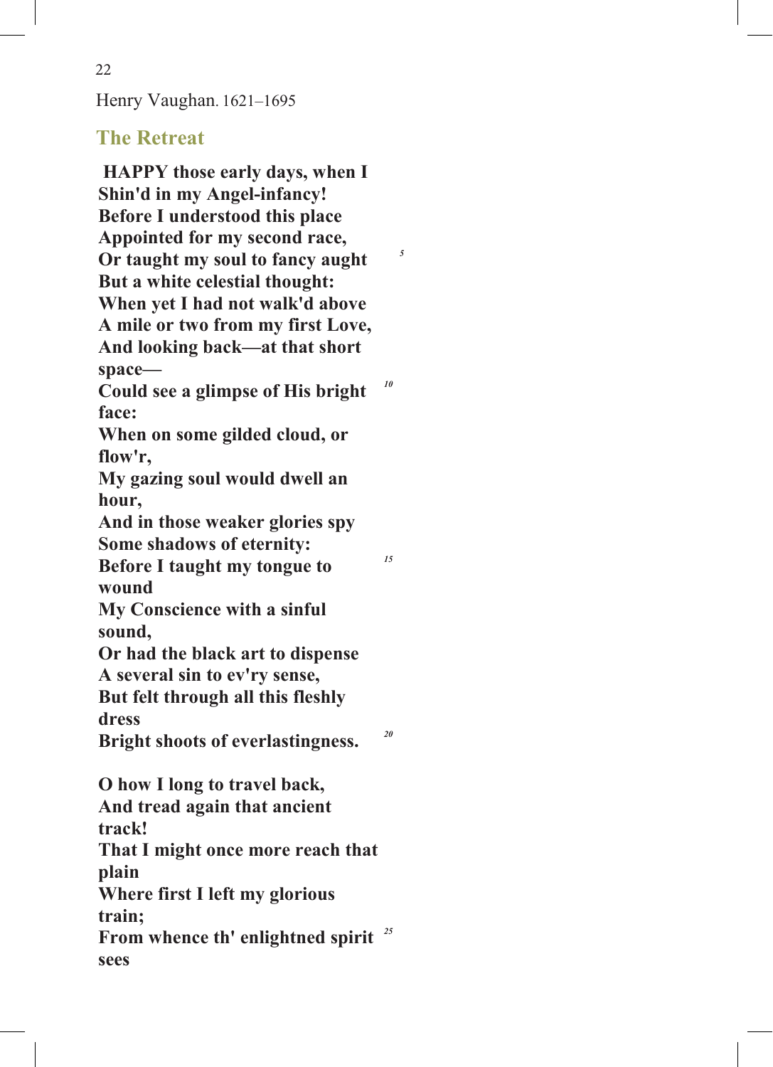Henry Vaughan. 1621–1695

## The Retreat

**HAPPY those early days, when I**
**Shin'd in my Angel-infancy!**
**Before I understood this place**
**Appointed for my second race,**
**Or taught my soul to fancy aught** *5*
**But a white celestial thought:**
**When yet I had not walk'd above**
**A mile or two from my first Love,**
**And looking back—at that short space—**
**Could see a glimpse of His bright face:** *10*
**When on some gilded cloud, or flow'r,**
**My gazing soul would dwell an hour,**
**And in those weaker glories spy**
**Some shadows of eternity:**
**Before I taught my tongue to wound** *15*
**My Conscience with a sinful sound,**
**Or had the black art to dispense**
**A several sin to ev'ry sense,**
**But felt through all this fleshly dress**
**Bright shoots of everlastingness.** *20*

**O how I long to travel back,**
**And tread again that ancient track!**
**That I might once more reach that plain**
**Where first I left my glorious train;**
**From whence th' enlightned spirit sees** *25*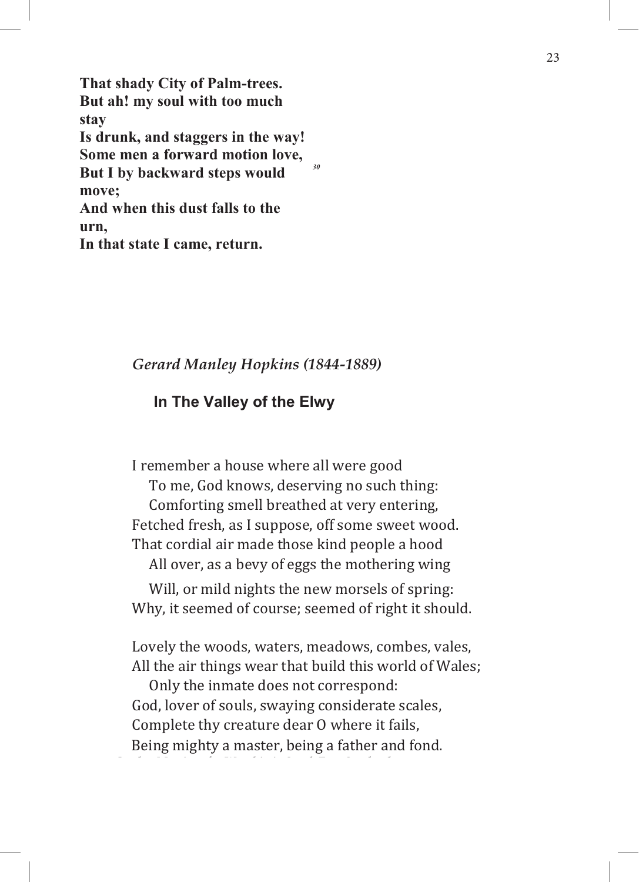**That shady City of Palm-trees.**
**But ah! my soul with too much stay**
**Is drunk, and staggers in the way!**
**Some men a forward motion love,**
**But I by backward steps would move;** *30*
**And when this dust falls to the urn,**
**In that state I came, return.**

*Gerard Manley Hopkins (1844-1889)*

## In The Valley of the Elwy

I remember a house where all were good
  To me, God knows, deserving no such thing:
  Comforting smell breathed at very entering,
Fetched fresh, as I suppose, off some sweet wood.
That cordial air made those kind people a hood
  All over, as a bevy of eggs the mothering wing
  Will, or mild nights the new morsels of spring:
Why, it seemed of course; seemed of right it should.

Lovely the woods, waters, meadows, combes, vales,
All the air things wear that build this world of Wales;
  Only the inmate does not correspond:
God, lover of souls, swaying considerate scales,
Complete thy creature dear O where it fails,
Being mighty a master, being a father and fond.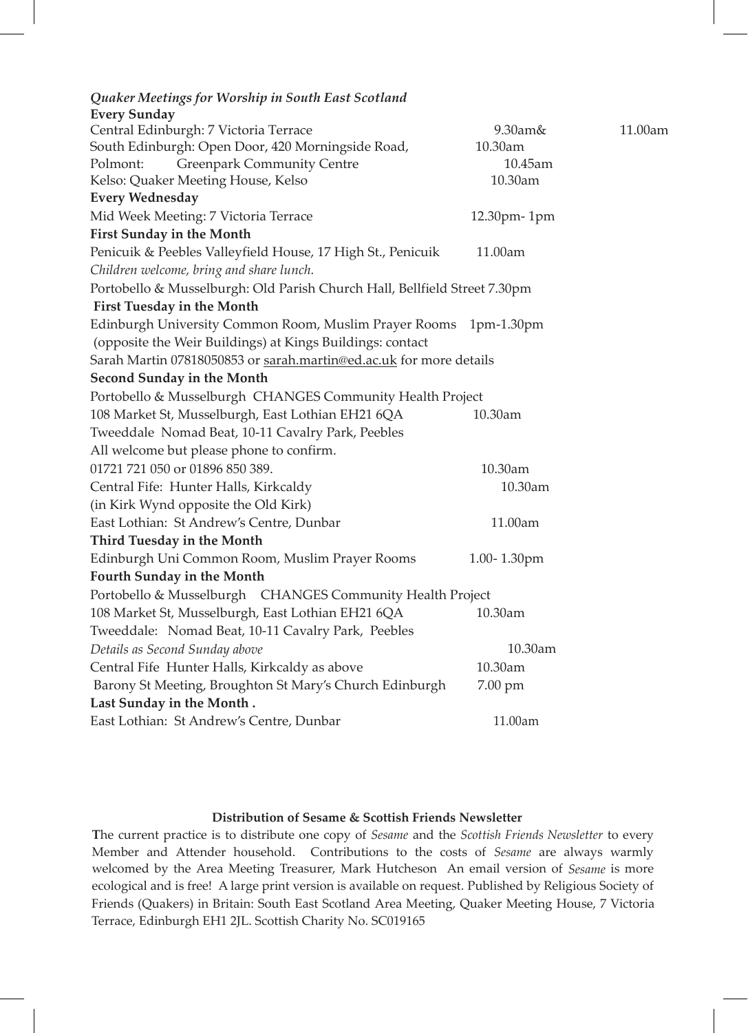*Quaker Meetings for Worship in South East Scotland*

**Every Sunday**

Central Edinburgh: 7 Victoria Terrace 9.30am& 11.00am

South Edinburgh: Open Door, 420 Morningside Road, 10.30am

Polmont: Greenpark Community Centre 10.45am

Kelso: Quaker Meeting House, Kelso 10.30am

**Every Wednesday**

Mid Week Meeting: 7 Victoria Terrace 12.30pm- 1pm

**First Sunday in the Month**

Penicuik & Peebles Valleyfield House, 17 High St., Penicuik 11.00am

*Children welcome, bring and share lunch.*

Portobello & Musselburgh: Old Parish Church Hall, Bellfield Street 7.30pm

**First Tuesday in the Month**

Edinburgh University Common Room, Muslim Prayer Rooms 1pm-1.30pm (opposite the Weir Buildings) at Kings Buildings: contact Sarah Martin 07818050853 or sarah.martin@ed.ac.uk for more details

**Second Sunday in the Month**

Portobello & Musselburgh CHANGES Community Health Project 108 Market St, Musselburgh, East Lothian EH21 6QA 10.30am

Tweeddale Nomad Beat, 10-11 Cavalry Park, Peebles All welcome but please phone to confirm. 01721 721 050 or 01896 850 389. 10.30am

Central Fife: Hunter Halls, Kirkcaldy (in Kirk Wynd opposite the Old Kirk) 10.30am

East Lothian: St Andrew's Centre, Dunbar 11.00am

**Third Tuesday in the Month**

Edinburgh Uni Common Room, Muslim Prayer Rooms 1.00- 1.30pm

**Fourth Sunday in the Month**

Portobello & Musselburgh CHANGES Community Health Project 108 Market St, Musselburgh, East Lothian EH21 6QA 10.30am

Tweeddale: Nomad Beat, 10-11 Cavalry Park, Peebles *Details as Second Sunday above* 10.30am

Central Fife Hunter Halls, Kirkcaldy as above 10.30am

Barony St Meeting, Broughton St Mary's Church Edinburgh 7.00 pm

**Last Sunday in the Month .**

East Lothian: St Andrew's Centre, Dunbar 11.00am

**Distribution of Sesame & Scottish Friends Newsletter**

The current practice is to distribute one copy of *Sesame* and the *Scottish Friends Newsletter* to every Member and Attender household. Contributions to the costs of *Sesame* are always warmly welcomed by the Area Meeting Treasurer, Mark Hutcheson An email version of *Sesame* is more ecological and is free! A large print version is available on request. Published by Religious Society of Friends (Quakers) in Britain: South East Scotland Area Meeting, Quaker Meeting House, 7 Victoria Terrace, Edinburgh EH1 2JL. Scottish Charity No. SC019165